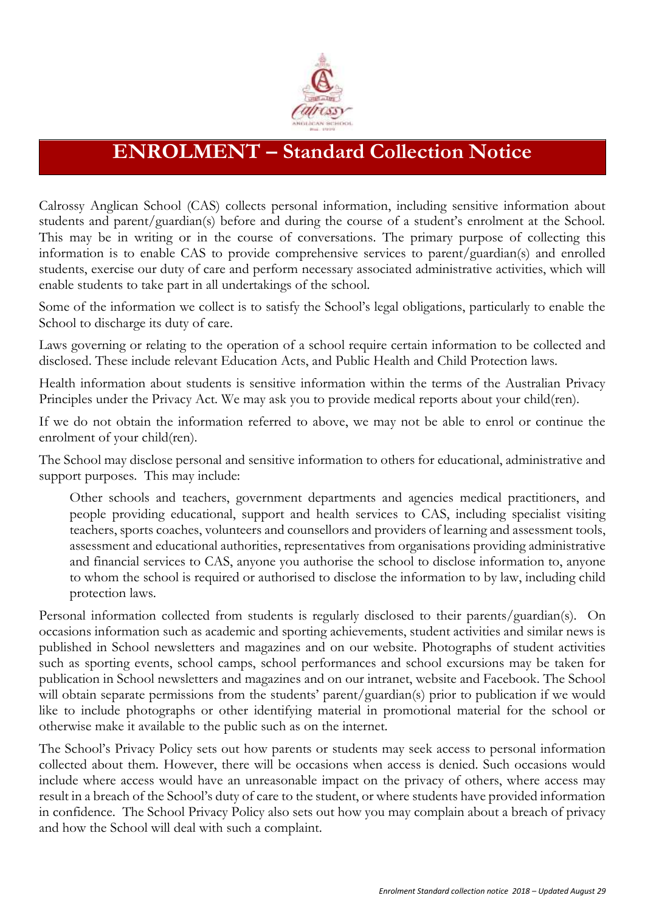# ENROLMENT – Standard Collection Notice

Calrossy Anglican School (CAS) collects personal information, including sensitive information about students and parent/guardian(s) before and during the course of a student's enrolment at the School. This may be in writing or in the course of conversations. The primary purpose of collecting this information is to enable CAS to provide comprehensive services to parent/guardian(s) and enrolled students, exercise our duty of care and perform necessary associated administrative activities, which will enable students to take part in all undertakings of the school.

Some of the information we collect is to satisfy the School's legal obligations, particularly to enable the School to discharge its duty of care.

Laws governing or relating to the operation of a school require certain information to be collected and disclosed. These include relevant Education Acts, and Public Health and Child Protection laws.

Health information about students is sensitive information within the terms of the Australian Privacy Principles under the Privacy Act. We may ask you to provide medical reports about your child(ren).

If we do not obtain the information referred to above, we may not be able to enrol or continue the enrolment of your child(ren).

The School may disclose personal and sensitive information to others for educational, administrative and support purposes. This may include:

> Other schools and teachers, government departments and agencies medical practitioners, and people providing educational, support and health services to CAS, including specialist visiting teachers, sports coaches, volunteers and counsellors and providers of learning and assessment tools, assessment and educational authorities, representatives from organisations providing administrative and financial services to CAS, anyone you authorise the school to disclose information to, anyone to whom the school is required or authorised to disclose the information to by law, including child protection laws.

Personal information collected from students is regularly disclosed to their parents/guardian(s). On occasions information such as academic and sporting achievements, student activities and similar news is published in School newsletters and magazines and on our website. Photographs of student activities such as sporting events, school camps, school performances and school excursions may be taken for publication in School newsletters and magazines and on our intranet, website and Facebook. The School will obtain separate permissions from the students' parent/guardian(s) prior to publication if we would like to include photographs or other identifying material in promotional material for the school or otherwise make it available to the public such as on the internet.

The School's Privacy Policy sets out how parents or students may seek access to personal information collected about them. However, there will be occasions when access is denied. Such occasions would include where access would have an unreasonable impact on the privacy of others, where access may result in a breach of the School's duty of care to the student, or where students have provided information in confidence. The School Privacy Policy also sets out how you may complain about a breach of privacy and how the School will deal with such a complaint.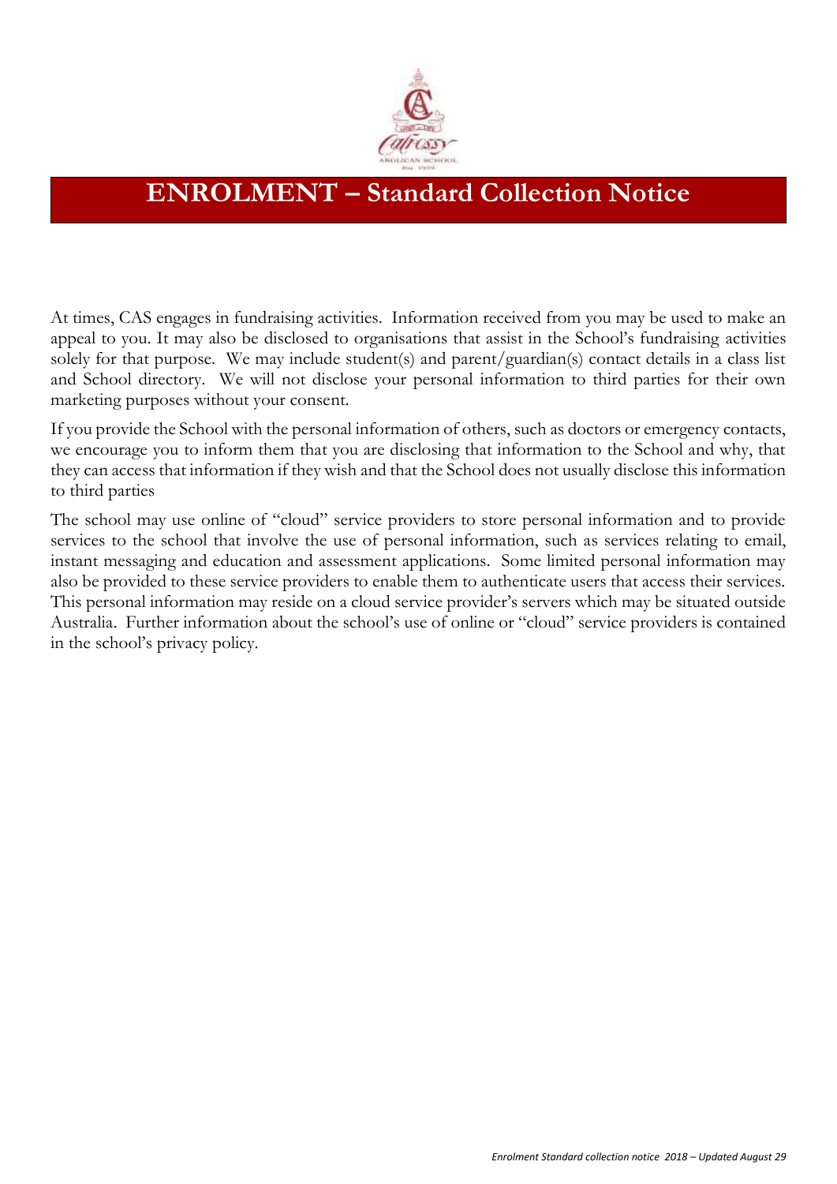# ENROLMENT – Standard Collection Notice

At times, CAS engages in fundraising activities. Information received from you may be used to make an appeal to you. It may also be disclosed to organisations that assist in the School's fundraising activities solely for that purpose. We may include student(s) and parent/guardian(s) contact details in a class list and School directory. We will not disclose your personal information to third parties for their own marketing purposes without your consent.

If you provide the School with the personal information of others, such as doctors or emergency contacts, we encourage you to inform them that you are disclosing that information to the School and why, that they can access that information if they wish and that the School does not usually disclose this information to third parties

The school may use online of "cloud" service providers to store personal information and to provide services to the school that involve the use of personal information, such as services relating to email, instant messaging and education and assessment applications. Some limited personal information may also be provided to these service providers to enable them to authenticate users that access their services. This personal information may reside on a cloud service provider's servers which may be situated outside Australia. Further information about the school's use of online or "cloud" service providers is contained in the school's privacy policy.